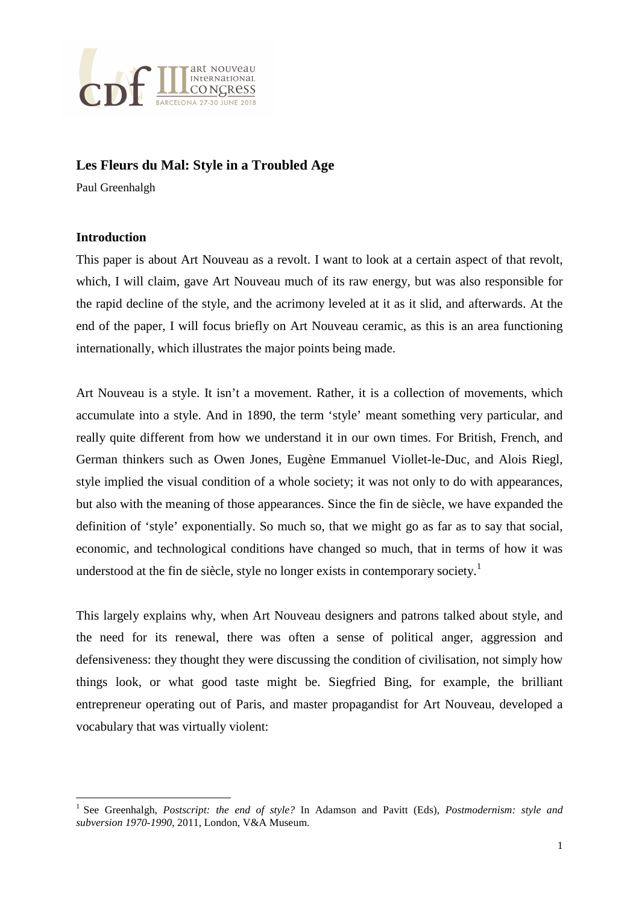# Les Fleurs du Mal: Style in a Troubled Age

Paul Greenhalgh

## Introduction

This paper is about Art Nouveau as a revolt. I want to look at a certain aspect of that revolt, which, I will claim, gave Art Nouveau much of its raw energy, but was also responsible for the rapid decline of the style, and the acrimony leveled at it as it slid, and afterwards. At the end of the paper, I will focus briefly on Art Nouveau ceramic, as this is an area functioning internationally, which illustrates the major points being made.

Art Nouveau is a style. It isn't a movement. Rather, it is a collection of movements, which accumulate into a style. And in 1890, the term 'style' meant something very particular, and really quite different from how we understand it in our own times. For British, French, and German thinkers such as Owen Jones, Eugène Emmanuel Viollet-le-Duc, and Alois Riegl, style implied the visual condition of a whole society; it was not only to do with appearances, but also with the meaning of those appearances. Since the fin de siècle, we have expanded the definition of 'style' exponentially. So much so, that we might go as far as to say that social, economic, and technological conditions have changed so much, that in terms of how it was understood at the fin de siècle, style no longer exists in contemporary society.[1]

This largely explains why, when Art Nouveau designers and patrons talked about style, and the need for its renewal, there was often a sense of political anger, aggression and defensiveness: they thought they were discussing the condition of civilisation, not simply how things look, or what good taste might be. Siegfried Bing, for example, the brilliant entrepreneur operating out of Paris, and master propagandist for Art Nouveau, developed a vocabulary that was virtually violent:

[1] See Greenhalgh, *Postscript: the end of style?* In Adamson and Pavitt (Eds), *Postmodernism: style and subversion 1970-1990*, 2011, London, V&A Museum.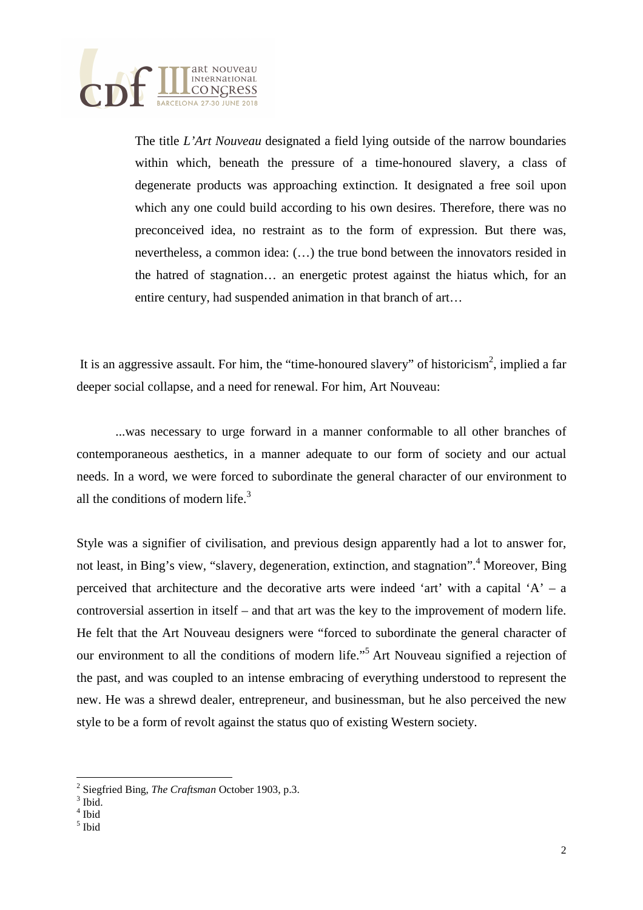> The title *L'Art Nouveau* designated a field lying outside of the narrow boundaries within which, beneath the pressure of a time-honoured slavery, a class of degenerate products was approaching extinction. It designated a free soil upon which any one could build according to his own desires. Therefore, there was no preconceived idea, no restraint as to the form of expression. But there was, nevertheless, a common idea: (…) the true bond between the innovators resided in the hatred of stagnation… an energetic protest against the hiatus which, for an entire century, had suspended animation in that branch of art…

It is an aggressive assault. For him, the "time-honoured slavery" of historicism[2], implied a far deeper social collapse, and a need for renewal. For him, Art Nouveau:

> ...was necessary to urge forward in a manner conformable to all other branches of contemporaneous aesthetics, in a manner adequate to our form of society and our actual needs. In a word, we were forced to subordinate the general character of our environment to all the conditions of modern life.[3]

Style was a signifier of civilisation, and previous design apparently had a lot to answer for, not least, in Bing's view, "slavery, degeneration, extinction, and stagnation".[4] Moreover, Bing perceived that architecture and the decorative arts were indeed 'art' with a capital 'A' – a controversial assertion in itself – and that art was the key to the improvement of modern life. He felt that the Art Nouveau designers were "forced to subordinate the general character of our environment to all the conditions of modern life."[5] Art Nouveau signified a rejection of the past, and was coupled to an intense embracing of everything understood to represent the new. He was a shrewd dealer, entrepreneur, and businessman, but he also perceived the new style to be a form of revolt against the status quo of existing Western society.

---

[2] Siegfried Bing, *The Craftsman* October 1903, p.3.

[3] Ibid.

[4] Ibid

[5] Ibid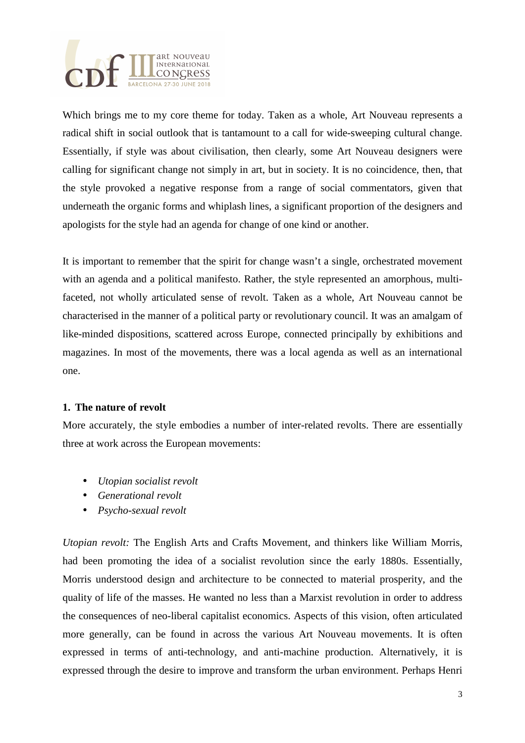Which brings me to my core theme for today. Taken as a whole, Art Nouveau represents a radical shift in social outlook that is tantamount to a call for wide-sweeping cultural change. Essentially, if style was about civilisation, then clearly, some Art Nouveau designers were calling for significant change not simply in art, but in society. It is no coincidence, then, that the style provoked a negative response from a range of social commentators, given that underneath the organic forms and whiplash lines, a significant proportion of the designers and apologists for the style had an agenda for change of one kind or another.

It is important to remember that the spirit for change wasn't a single, orchestrated movement with an agenda and a political manifesto. Rather, the style represented an amorphous, multi-faceted, not wholly articulated sense of revolt. Taken as a whole, Art Nouveau cannot be characterised in the manner of a political party or revolutionary council. It was an amalgam of like-minded dispositions, scattered across Europe, connected principally by exhibitions and magazines. In most of the movements, there was a local agenda as well as an international one.

**1. The nature of revolt**

More accurately, the style embodies a number of inter-related revolts. There are essentially three at work across the European movements:

- *Utopian socialist revolt*
- *Generational revolt*
- *Psycho-sexual revolt*

*Utopian revolt:* The English Arts and Crafts Movement, and thinkers like William Morris, had been promoting the idea of a socialist revolution since the early 1880s. Essentially, Morris understood design and architecture to be connected to material prosperity, and the quality of life of the masses. He wanted no less than a Marxist revolution in order to address the consequences of neo-liberal capitalist economics. Aspects of this vision, often articulated more generally, can be found in across the various Art Nouveau movements. It is often expressed in terms of anti-technology, and anti-machine production. Alternatively, it is expressed through the desire to improve and transform the urban environment. Perhaps Henri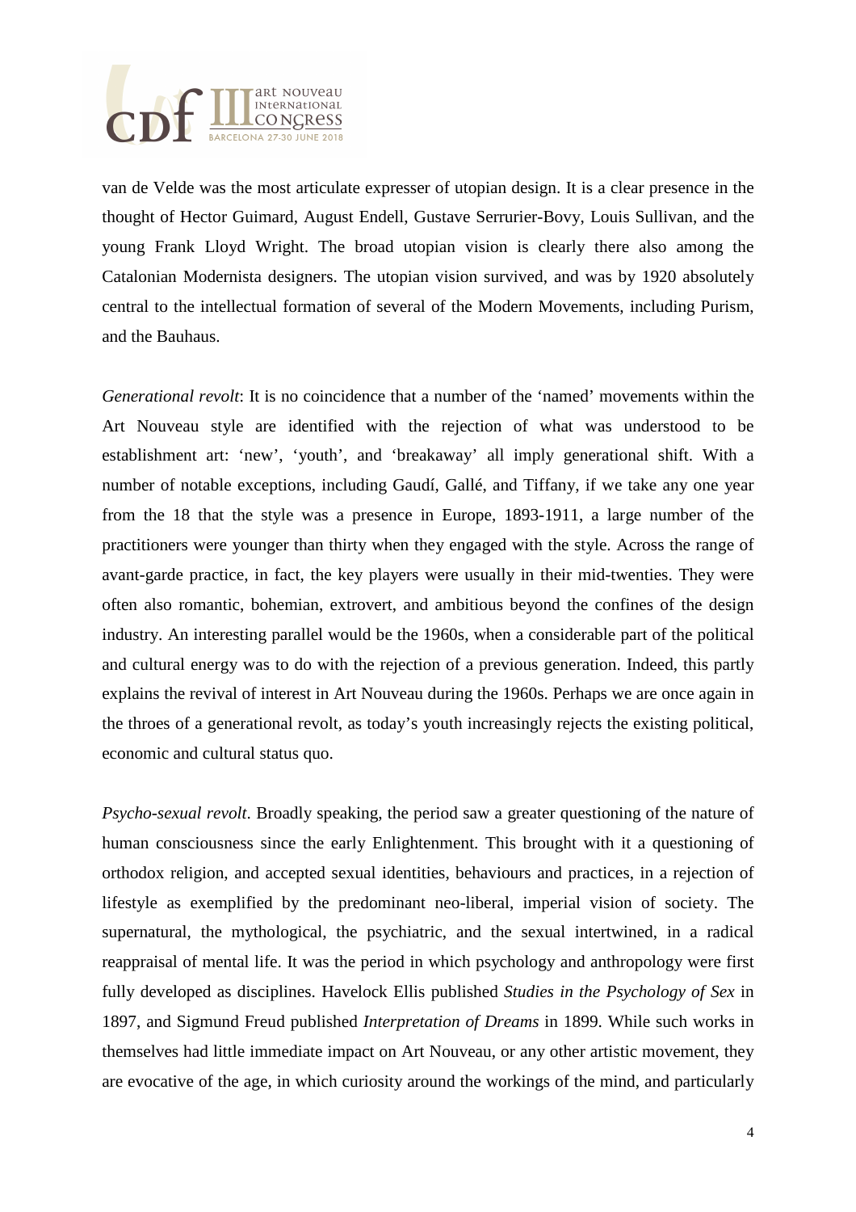van de Velde was the most articulate expresser of utopian design. It is a clear presence in the thought of Hector Guimard, August Endell, Gustave Serrurier-Bovy, Louis Sullivan, and the young Frank Lloyd Wright. The broad utopian vision is clearly there also among the Catalonian Modernista designers. The utopian vision survived, and was by 1920 absolutely central to the intellectual formation of several of the Modern Movements, including Purism, and the Bauhaus.

*Generational revolt*: It is no coincidence that a number of the 'named' movements within the Art Nouveau style are identified with the rejection of what was understood to be establishment art: 'new', 'youth', and 'breakaway' all imply generational shift. With a number of notable exceptions, including Gaudí, Gallé, and Tiffany, if we take any one year from the 18 that the style was a presence in Europe, 1893-1911, a large number of the practitioners were younger than thirty when they engaged with the style. Across the range of avant-garde practice, in fact, the key players were usually in their mid-twenties. They were often also romantic, bohemian, extrovert, and ambitious beyond the confines of the design industry. An interesting parallel would be the 1960s, when a considerable part of the political and cultural energy was to do with the rejection of a previous generation. Indeed, this partly explains the revival of interest in Art Nouveau during the 1960s. Perhaps we are once again in the throes of a generational revolt, as today's youth increasingly rejects the existing political, economic and cultural status quo.

*Psycho-sexual revolt*. Broadly speaking, the period saw a greater questioning of the nature of human consciousness since the early Enlightenment. This brought with it a questioning of orthodox religion, and accepted sexual identities, behaviours and practices, in a rejection of lifestyle as exemplified by the predominant neo-liberal, imperial vision of society. The supernatural, the mythological, the psychiatric, and the sexual intertwined, in a radical reappraisal of mental life. It was the period in which psychology and anthropology were first fully developed as disciplines. Havelock Ellis published *Studies in the Psychology of Sex* in 1897, and Sigmund Freud published *Interpretation of Dreams* in 1899. While such works in themselves had little immediate impact on Art Nouveau, or any other artistic movement, they are evocative of the age, in which curiosity around the workings of the mind, and particularly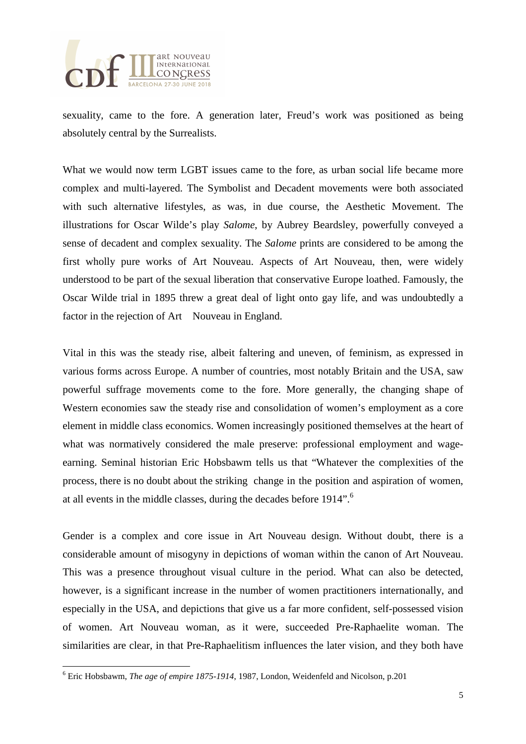sexuality, came to the fore. A generation later, Freud's work was positioned as being absolutely central by the Surrealists.

What we would now term LGBT issues came to the fore, as urban social life became more complex and multi-layered. The Symbolist and Decadent movements were both associated with such alternative lifestyles, as was, in due course, the Aesthetic Movement. The illustrations for Oscar Wilde's play *Salome*, by Aubrey Beardsley, powerfully conveyed a sense of decadent and complex sexuality. The *Salome* prints are considered to be among the first wholly pure works of Art Nouveau. Aspects of Art Nouveau, then, were widely understood to be part of the sexual liberation that conservative Europe loathed. Famously, the Oscar Wilde trial in 1895 threw a great deal of light onto gay life, and was undoubtedly a factor in the rejection of Art Nouveau in England.

Vital in this was the steady rise, albeit faltering and uneven, of feminism, as expressed in various forms across Europe. A number of countries, most notably Britain and the USA, saw powerful suffrage movements come to the fore. More generally, the changing shape of Western economies saw the steady rise and consolidation of women's employment as a core element in middle class economics. Women increasingly positioned themselves at the heart of what was normatively considered the male preserve: professional employment and wage-earning. Seminal historian Eric Hobsbawm tells us that "Whatever the complexities of the process, there is no doubt about the striking change in the position and aspiration of women, at all events in the middle classes, during the decades before 1914".[6]

Gender is a complex and core issue in Art Nouveau design. Without doubt, there is a considerable amount of misogyny in depictions of woman within the canon of Art Nouveau. This was a presence throughout visual culture in the period. What can also be detected, however, is a significant increase in the number of women practitioners internationally, and especially in the USA, and depictions that give us a far more confident, self-possessed vision of women. Art Nouveau woman, as it were, succeeded Pre-Raphaelite woman. The similarities are clear, in that Pre-Raphaelitism influences the later vision, and they both have

---

[6] Eric Hobsbawm, *The age of empire 1875-1914*, 1987, London, Weidenfeld and Nicolson, p.201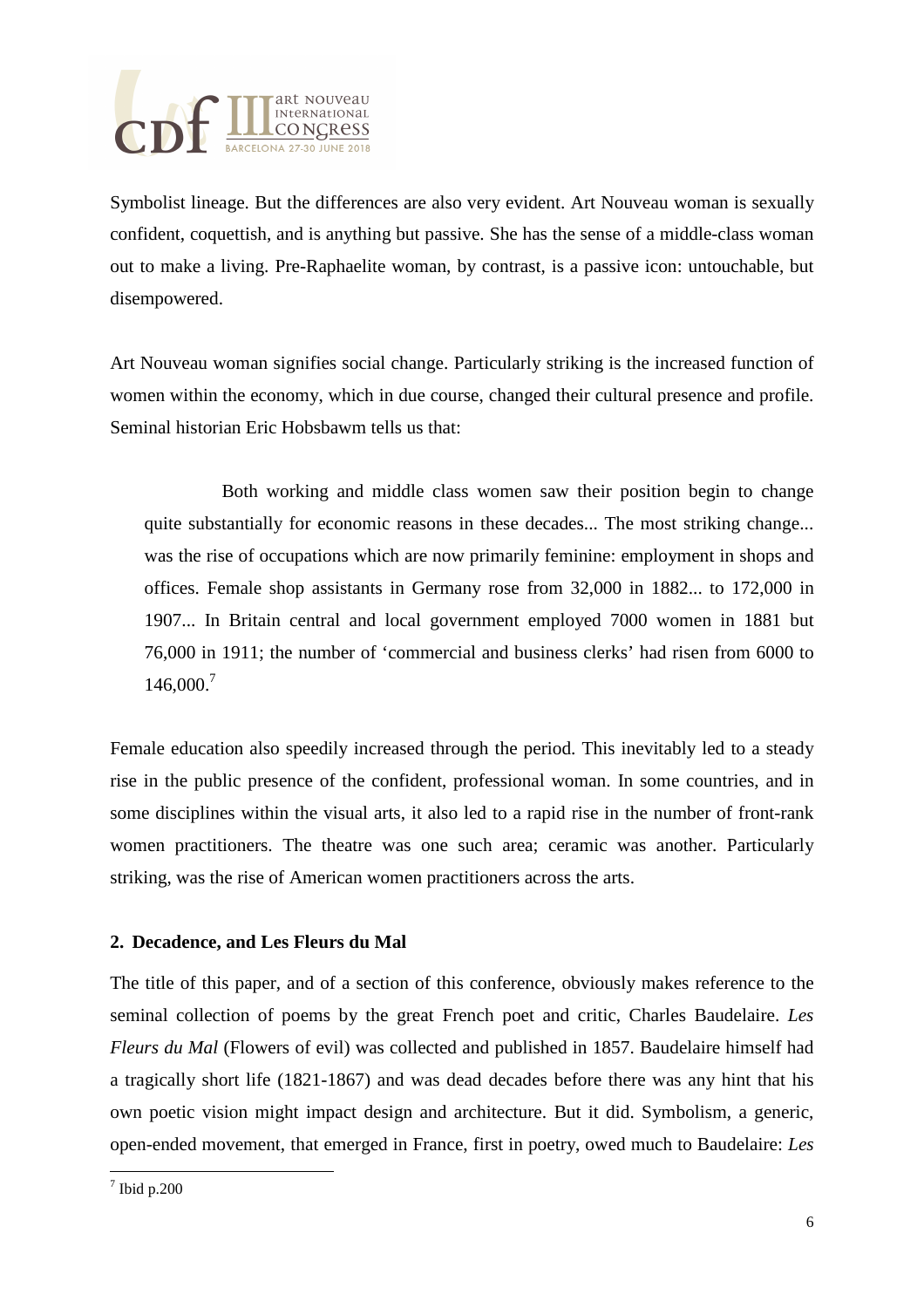Symbolist lineage. But the differences are also very evident. Art Nouveau woman is sexually confident, coquettish, and is anything but passive. She has the sense of a middle-class woman out to make a living. Pre-Raphaelite woman, by contrast, is a passive icon: untouchable, but disempowered.

Art Nouveau woman signifies social change. Particularly striking is the increased function of women within the economy, which in due course, changed their cultural presence and profile. Seminal historian Eric Hobsbawm tells us that:

> Both working and middle class women saw their position begin to change quite substantially for economic reasons in these decades... The most striking change... was the rise of occupations which are now primarily feminine: employment in shops and offices. Female shop assistants in Germany rose from 32,000 in 1882... to 172,000 in 1907... In Britain central and local government employed 7000 women in 1881 but 76,000 in 1911; the number of 'commercial and business clerks' had risen from 6000 to 146,000.[7]

Female education also speedily increased through the period. This inevitably led to a steady rise in the public presence of the confident, professional woman. In some countries, and in some disciplines within the visual arts, it also led to a rapid rise in the number of front-rank women practitioners. The theatre was one such area; ceramic was another. Particularly striking, was the rise of American women practitioners across the arts.

### 2. Decadence, and Les Fleurs du Mal

The title of this paper, and of a section of this conference, obviously makes reference to the seminal collection of poems by the great French poet and critic, Charles Baudelaire. *Les Fleurs du Mal* (Flowers of evil) was collected and published in 1857. Baudelaire himself had a tragically short life (1821-1867) and was dead decades before there was any hint that his own poetic vision might impact design and architecture. But it did. Symbolism, a generic, open-ended movement, that emerged in France, first in poetry, owed much to Baudelaire: *Les*

---

[7] Ibid p.200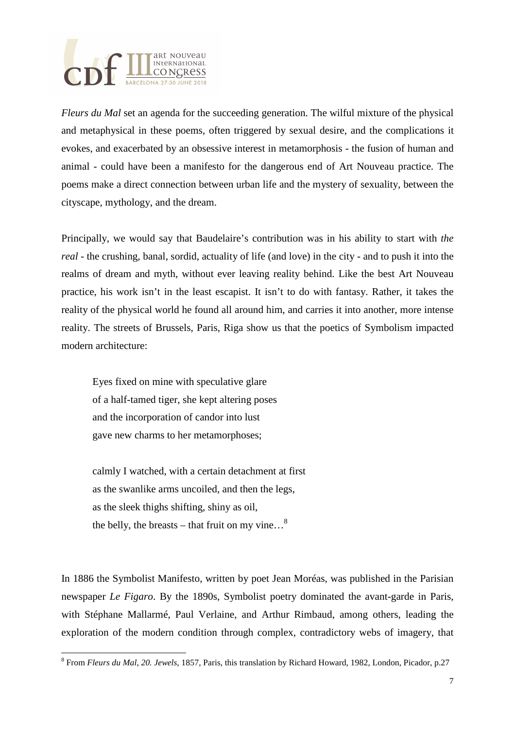*Fleurs du Mal* set an agenda for the succeeding generation. The wilful mixture of the physical and metaphysical in these poems, often triggered by sexual desire, and the complications it evokes, and exacerbated by an obsessive interest in metamorphosis - the fusion of human and animal - could have been a manifesto for the dangerous end of Art Nouveau practice. The poems make a direct connection between urban life and the mystery of sexuality, between the cityscape, mythology, and the dream.

Principally, we would say that Baudelaire's contribution was in his ability to start with *the real* - the crushing, banal, sordid, actuality of life (and love) in the city - and to push it into the realms of dream and myth, without ever leaving reality behind. Like the best Art Nouveau practice, his work isn't in the least escapist. It isn't to do with fantasy. Rather, it takes the reality of the physical world he found all around him, and carries it into another, more intense reality. The streets of Brussels, Paris, Riga show us that the poetics of Symbolism impacted modern architecture:

> Eyes fixed on mine with speculative glare
> of a half-tamed tiger, she kept altering poses
> and the incorporation of candor into lust
> gave new charms to her metamorphoses;
>
> calmly I watched, with a certain detachment at first
> as the swanlike arms uncoiled, and then the legs,
> as the sleek thighs shifting, shiny as oil,
> the belly, the breasts – that fruit on my vine…[8]

In 1886 the Symbolist Manifesto, written by poet Jean Moréas, was published in the Parisian newspaper *Le Figaro*. By the 1890s, Symbolist poetry dominated the avant-garde in Paris, with Stéphane Mallarmé, Paul Verlaine, and Arthur Rimbaud, among others, leading the exploration of the modern condition through complex, contradictory webs of imagery, that

[8] From *Fleurs du Mal, 20. Jewels*, 1857, Paris, this translation by Richard Howard, 1982, London, Picador, p.27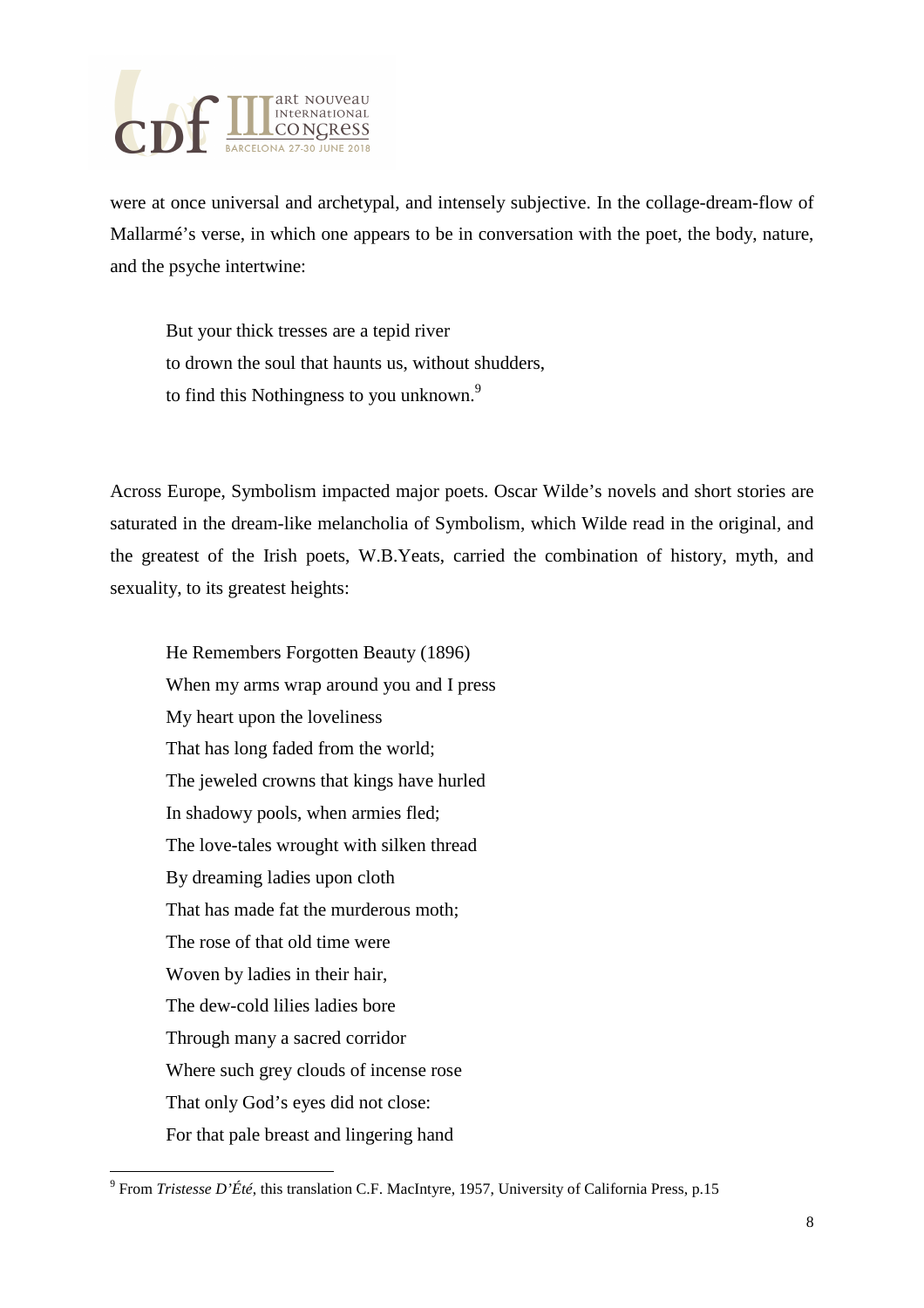were at once universal and archetypal, and intensely subjective. In the collage-dream-flow of Mallarmé's verse, in which one appears to be in conversation with the poet, the body, nature, and the psyche intertwine:

> But your thick tresses are a tepid river
> to drown the soul that haunts us, without shudders,
> to find this Nothingness to you unknown.[9]

Across Europe, Symbolism impacted major poets. Oscar Wilde's novels and short stories are saturated in the dream-like melancholia of Symbolism, which Wilde read in the original, and the greatest of the Irish poets, W.B.Yeats, carried the combination of history, myth, and sexuality, to its greatest heights:

> He Remembers Forgotten Beauty (1896)
> When my arms wrap around you and I press
> My heart upon the loveliness
> That has long faded from the world;
> The jeweled crowns that kings have hurled
> In shadowy pools, when armies fled;
> The love-tales wrought with silken thread
> By dreaming ladies upon cloth
> That has made fat the murderous moth;
> The rose of that old time were
> Woven by ladies in their hair,
> The dew-cold lilies ladies bore
> Through many a sacred corridor
> Where such grey clouds of incense rose
> That only God's eyes did not close:
> For that pale breast and lingering hand

[9] From *Tristesse D'Été*, this translation C.F. MacIntyre, 1957, University of California Press, p.15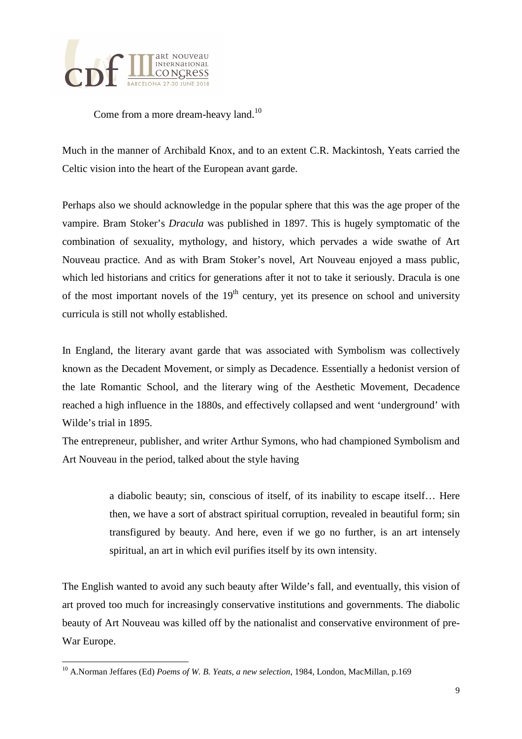Come from a more dream-heavy land.[10]

Much in the manner of Archibald Knox, and to an extent C.R. Mackintosh, Yeats carried the Celtic vision into the heart of the European avant garde.

Perhaps also we should acknowledge in the popular sphere that this was the age proper of the vampire. Bram Stoker's *Dracula* was published in 1897. This is hugely symptomatic of the combination of sexuality, mythology, and history, which pervades a wide swathe of Art Nouveau practice. And as with Bram Stoker's novel, Art Nouveau enjoyed a mass public, which led historians and critics for generations after it not to take it seriously. Dracula is one of the most important novels of the 19th century, yet its presence on school and university curricula is still not wholly established.

In England, the literary avant garde that was associated with Symbolism was collectively known as the Decadent Movement, or simply as Decadence. Essentially a hedonist version of the late Romantic School, and the literary wing of the Aesthetic Movement, Decadence reached a high influence in the 1880s, and effectively collapsed and went 'underground' with Wilde's trial in 1895.

The entrepreneur, publisher, and writer Arthur Symons, who had championed Symbolism and Art Nouveau in the period, talked about the style having

> a diabolic beauty; sin, conscious of itself, of its inability to escape itself… Here then, we have a sort of abstract spiritual corruption, revealed in beautiful form; sin transfigured by beauty. And here, even if we go no further, is an art intensely spiritual, an art in which evil purifies itself by its own intensity.

The English wanted to avoid any such beauty after Wilde's fall, and eventually, this vision of art proved too much for increasingly conservative institutions and governments. The diabolic beauty of Art Nouveau was killed off by the nationalist and conservative environment of pre-War Europe.

[10] A.Norman Jeffares (Ed) *Poems of W. B. Yeats, a new selection*, 1984, London, MacMillan, p.169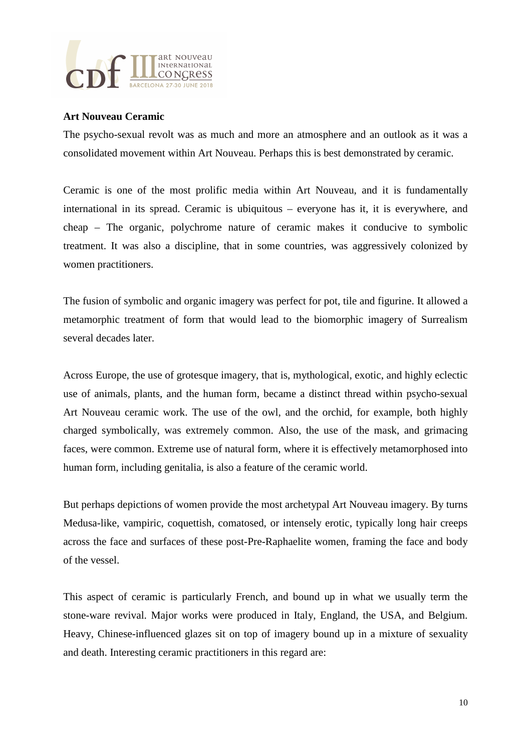**Art Nouveau Ceramic**

The psycho-sexual revolt was as much and more an atmosphere and an outlook as it was a consolidated movement within Art Nouveau. Perhaps this is best demonstrated by ceramic.

Ceramic is one of the most prolific media within Art Nouveau, and it is fundamentally international in its spread. Ceramic is ubiquitous – everyone has it, it is everywhere, and cheap – The organic, polychrome nature of ceramic makes it conducive to symbolic treatment. It was also a discipline, that in some countries, was aggressively colonized by women practitioners.

The fusion of symbolic and organic imagery was perfect for pot, tile and figurine. It allowed a metamorphic treatment of form that would lead to the biomorphic imagery of Surrealism several decades later.

Across Europe, the use of grotesque imagery, that is, mythological, exotic, and highly eclectic use of animals, plants, and the human form, became a distinct thread within psycho-sexual Art Nouveau ceramic work. The use of the owl, and the orchid, for example, both highly charged symbolically, was extremely common. Also, the use of the mask, and grimacing faces, were common. Extreme use of natural form, where it is effectively metamorphosed into human form, including genitalia, is also a feature of the ceramic world.

But perhaps depictions of women provide the most archetypal Art Nouveau imagery. By turns Medusa-like, vampiric, coquettish, comatosed, or intensely erotic, typically long hair creeps across the face and surfaces of these post-Pre-Raphaelite women, framing the face and body of the vessel.

This aspect of ceramic is particularly French, and bound up in what we usually term the stone-ware revival. Major works were produced in Italy, England, the USA, and Belgium. Heavy, Chinese-influenced glazes sit on top of imagery bound up in a mixture of sexuality and death. Interesting ceramic practitioners in this regard are: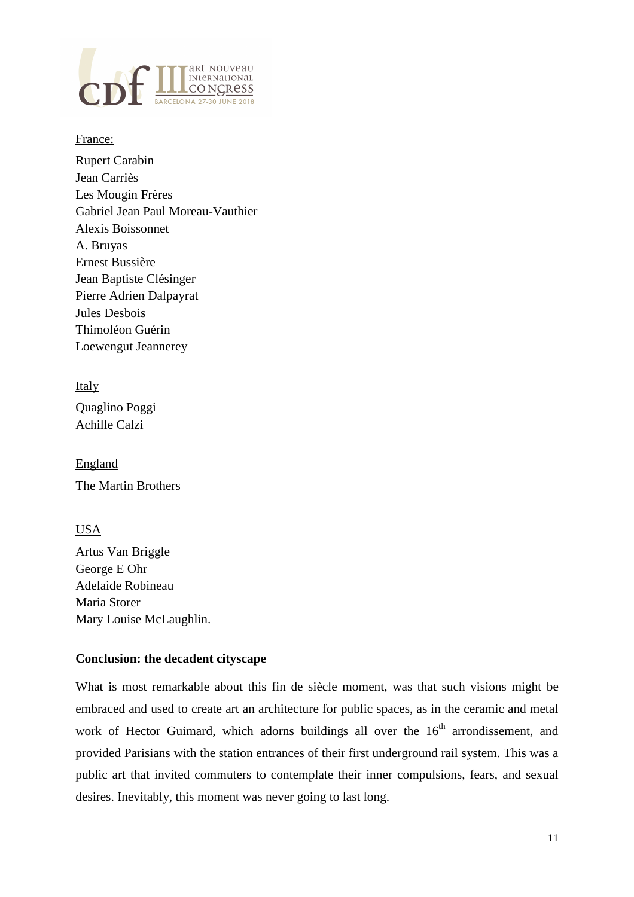France:

Rupert Carabin
Jean Carriès
Les Mougin Frères
Gabriel Jean Paul Moreau-Vauthier
Alexis Boissonnet
A. Bruyas
Ernest Bussière
Jean Baptiste Clésinger
Pierre Adrien Dalpayrat
Jules Desbois
Thimoléon Guérin
Loewengut Jeannerey

Italy

Quaglino Poggi
Achille Calzi

England

The Martin Brothers

USA

Artus Van Briggle
George E Ohr
Adelaide Robineau
Maria Storer
Mary Louise McLaughlin.

**Conclusion: the decadent cityscape**

What is most remarkable about this fin de siècle moment, was that such visions might be embraced and used to create art an architecture for public spaces, as in the ceramic and metal work of Hector Guimard, which adorns buildings all over the 16th arrondissement, and provided Parisians with the station entrances of their first underground rail system. This was a public art that invited commuters to contemplate their inner compulsions, fears, and sexual desires. Inevitably, this moment was never going to last long.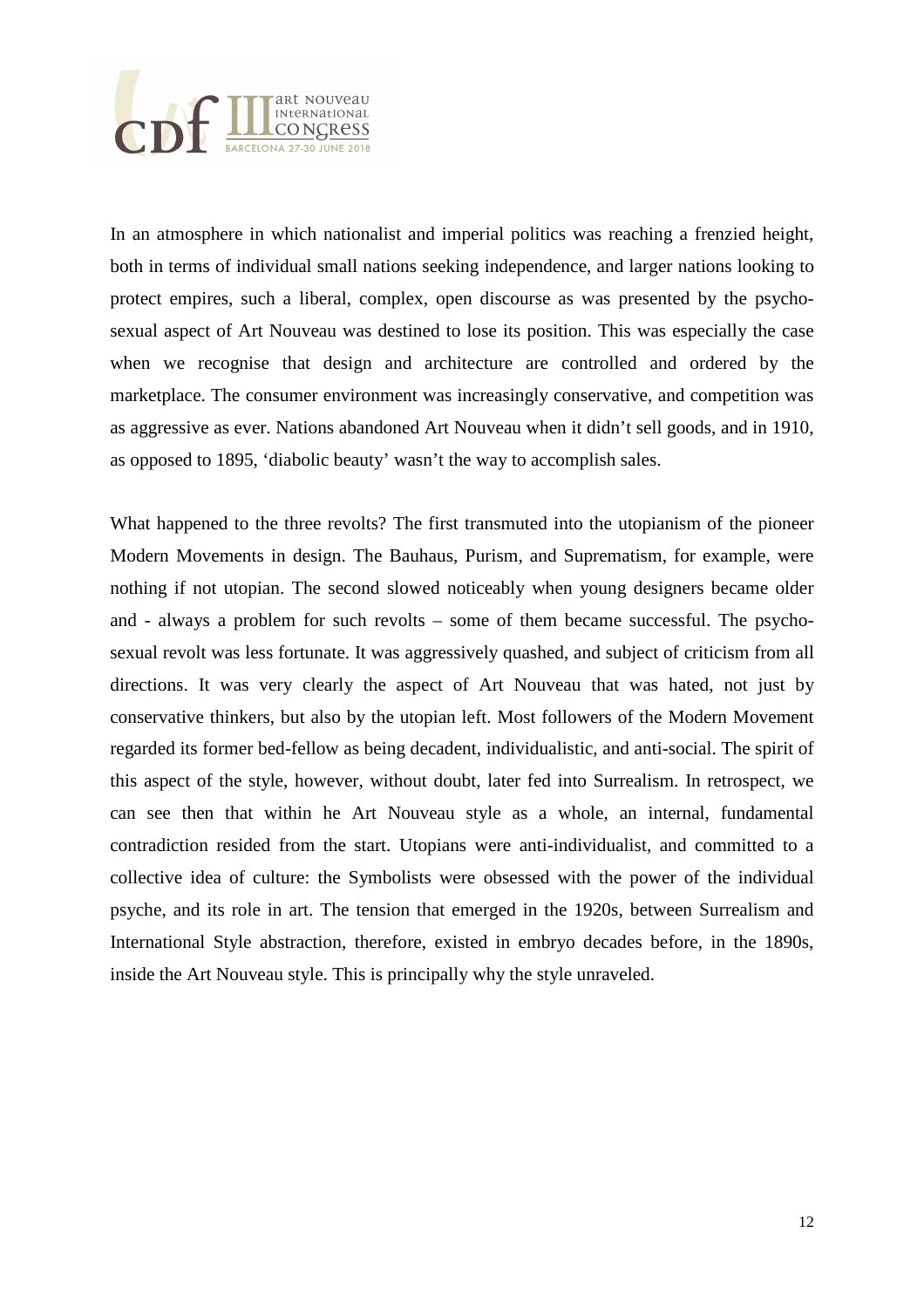In an atmosphere in which nationalist and imperial politics was reaching a frenzied height, both in terms of individual small nations seeking independence, and larger nations looking to protect empires, such a liberal, complex, open discourse as was presented by the psycho-sexual aspect of Art Nouveau was destined to lose its position. This was especially the case when we recognise that design and architecture are controlled and ordered by the marketplace. The consumer environment was increasingly conservative, and competition was as aggressive as ever. Nations abandoned Art Nouveau when it didn't sell goods, and in 1910, as opposed to 1895, 'diabolic beauty' wasn't the way to accomplish sales.

What happened to the three revolts? The first transmuted into the utopianism of the pioneer Modern Movements in design. The Bauhaus, Purism, and Suprematism, for example, were nothing if not utopian. The second slowed noticeably when young designers became older and - always a problem for such revolts – some of them became successful. The psycho-sexual revolt was less fortunate. It was aggressively quashed, and subject of criticism from all directions. It was very clearly the aspect of Art Nouveau that was hated, not just by conservative thinkers, but also by the utopian left. Most followers of the Modern Movement regarded its former bed-fellow as being decadent, individualistic, and anti-social. The spirit of this aspect of the style, however, without doubt, later fed into Surrealism. In retrospect, we can see then that within he Art Nouveau style as a whole, an internal, fundamental contradiction resided from the start. Utopians were anti-individualist, and committed to a collective idea of culture: the Symbolists were obsessed with the power of the individual psyche, and its role in art. The tension that emerged in the 1920s, between Surrealism and International Style abstraction, therefore, existed in embryo decades before, in the 1890s, inside the Art Nouveau style. This is principally why the style unraveled.